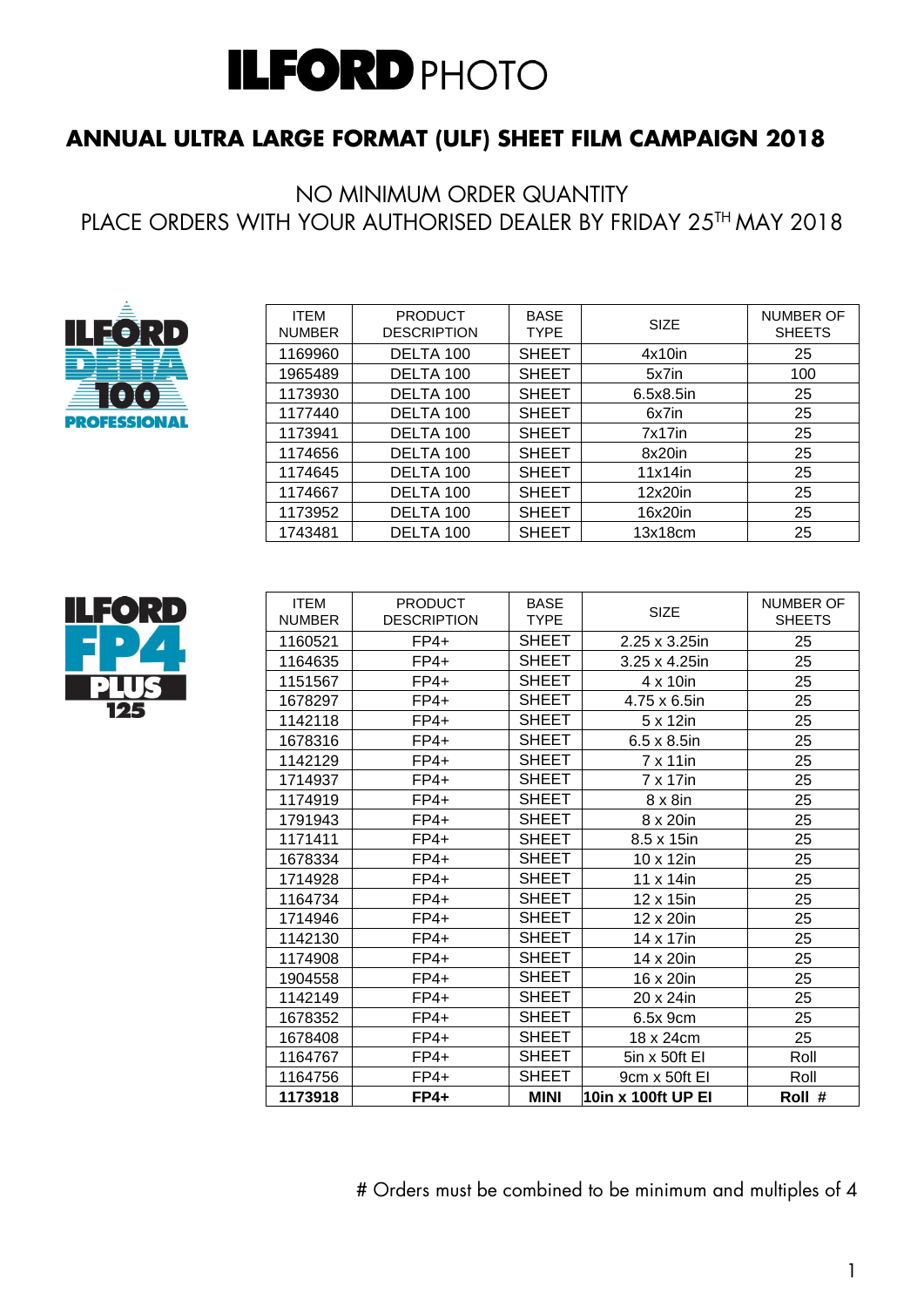# ILFORD PHOTO

## ANNUAL ULTRA LARGE FORMAT (ULF) SHEET FILM CAMPAIGN 2018

NO MINIMUM ORDER QUANTITY

PLACE ORDERS WITH YOUR AUTHORISED DEALER BY FRIDAY 25TH MAY 2018

ILFORD DELTA 100 PROFESSIONAL

| ITEM NUMBER | PRODUCT DESCRIPTION | BASE TYPE | SIZE | NUMBER OF SHEETS |
|---|---|---|---|---|
| 1169960 | DELTA 100 | SHEET | 4x10in | 25 |
| 1965489 | DELTA 100 | SHEET | 5x7in | 100 |
| 1173930 | DELTA 100 | SHEET | 6.5x8.5in | 25 |
| 1177440 | DELTA 100 | SHEET | 6x7in | 25 |
| 1173941 | DELTA 100 | SHEET | 7x17in | 25 |
| 1174656 | DELTA 100 | SHEET | 8x20in | 25 |
| 1174645 | DELTA 100 | SHEET | 11x14in | 25 |
| 1174667 | DELTA 100 | SHEET | 12x20in | 25 |
| 1173952 | DELTA 100 | SHEET | 16x20in | 25 |
| 1743481 | DELTA 100 | SHEET | 13x18cm | 25 |

ILFORD FP4 PLUS 125

| ITEM NUMBER | PRODUCT DESCRIPTION | BASE TYPE | SIZE | NUMBER OF SHEETS |
|---|---|---|---|---|
| 1160521 | FP4+ | SHEET | 2.25 x 3.25in | 25 |
| 1164635 | FP4+ | SHEET | 3.25 x 4.25in | 25 |
| 1151567 | FP4+ | SHEET | 4 x 10in | 25 |
| 1678297 | FP4+ | SHEET | 4.75 x 6.5in | 25 |
| 1142118 | FP4+ | SHEET | 5 x 12in | 25 |
| 1678316 | FP4+ | SHEET | 6.5 x 8.5in | 25 |
| 1142129 | FP4+ | SHEET | 7 x 11in | 25 |
| 1714937 | FP4+ | SHEET | 7 x 17in | 25 |
| 1174919 | FP4+ | SHEET | 8 x 8in | 25 |
| 1791943 | FP4+ | SHEET | 8 x 20in | 25 |
| 1171411 | FP4+ | SHEET | 8.5 x 15in | 25 |
| 1678334 | FP4+ | SHEET | 10 x 12in | 25 |
| 1714928 | FP4+ | SHEET | 11 x 14in | 25 |
| 1164734 | FP4+ | SHEET | 12 x 15in | 25 |
| 1714946 | FP4+ | SHEET | 12 x 20in | 25 |
| 1142130 | FP4+ | SHEET | 14 x 17in | 25 |
| 1174908 | FP4+ | SHEET | 14 x 20in | 25 |
| 1904558 | FP4+ | SHEET | 16 x 20in | 25 |
| 1142149 | FP4+ | SHEET | 20 x 24in | 25 |
| 1678352 | FP4+ | SHEET | 6.5x 9cm | 25 |
| 1678408 | FP4+ | SHEET | 18 x 24cm | 25 |
| 1164767 | FP4+ | SHEET | 5in x 50ft EI | Roll |
| 1164756 | FP4+ | SHEET | 9cm x 50ft EI | Roll |
| **1173918** | **FP4+** | **MINI** | **10in x 100ft UP EI** | **Roll #** |

# Orders must be combined to be minimum and multiples of 4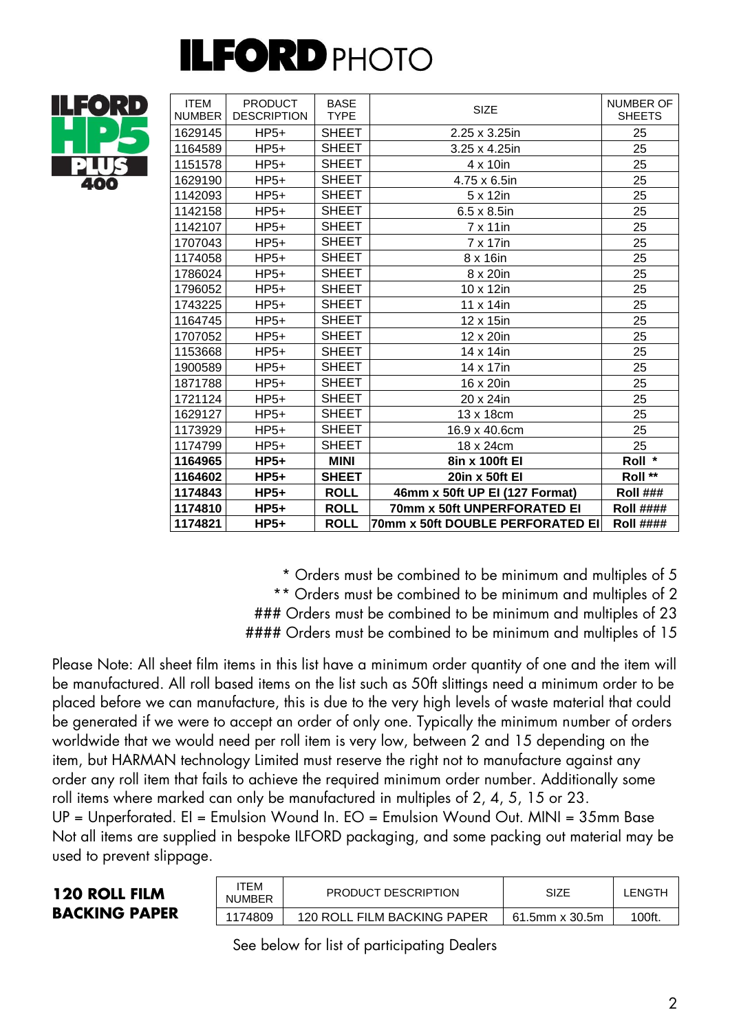# ILFORD PHOTO

ILFORD HP5 PLUS 400

| ITEM NUMBER | PRODUCT DESCRIPTION | BASE TYPE | SIZE | NUMBER OF SHEETS |
|---|---|---|---|---|
| 1629145 | HP5+ | SHEET | 2.25 x 3.25in | 25 |
| 1164589 | HP5+ | SHEET | 3.25 x 4.25in | 25 |
| 1151578 | HP5+ | SHEET | 4 x 10in | 25 |
| 1629190 | HP5+ | SHEET | 4.75 x 6.5in | 25 |
| 1142093 | HP5+ | SHEET | 5 x 12in | 25 |
| 1142158 | HP5+ | SHEET | 6.5 x 8.5in | 25 |
| 1142107 | HP5+ | SHEET | 7 x 11in | 25 |
| 1707043 | HP5+ | SHEET | 7 x 17in | 25 |
| 1174058 | HP5+ | SHEET | 8 x 16in | 25 |
| 1786024 | HP5+ | SHEET | 8 x 20in | 25 |
| 1796052 | HP5+ | SHEET | 10 x 12in | 25 |
| 1743225 | HP5+ | SHEET | 11 x 14in | 25 |
| 1164745 | HP5+ | SHEET | 12 x 15in | 25 |
| 1707052 | HP5+ | SHEET | 12 x 20in | 25 |
| 1153668 | HP5+ | SHEET | 14 x 14in | 25 |
| 1900589 | HP5+ | SHEET | 14 x 17in | 25 |
| 1871788 | HP5+ | SHEET | 16 x 20in | 25 |
| 1721124 | HP5+ | SHEET | 20 x 24in | 25 |
| 1629127 | HP5+ | SHEET | 13 x 18cm | 25 |
| 1173929 | HP5+ | SHEET | 16.9 x 40.6cm | 25 |
| 1174799 | HP5+ | SHEET | 18 x 24cm | 25 |
| **1164965** | **HP5+** | **MINI** | **8in x 100ft EI** | **Roll \*** |
| **1164602** | **HP5+** | **SHEET** | **20in x 50ft EI** | **Roll \*\*** |
| **1174843** | **HP5+** | **ROLL** | **46mm x 50ft UP EI (127 Format)** | **Roll ###** |
| **1174810** | **HP5+** | **ROLL** | **70mm x 50ft UNPERFORATED EI** | **Roll ####** |
| **1174821** | **HP5+** | **ROLL** | **70mm x 50ft DOUBLE PERFORATED EI** | **Roll ####** |

\* Orders must be combined to be minimum and multiples of 5
\*\* Orders must be combined to be minimum and multiples of 2
### Orders must be combined to be minimum and multiples of 23
#### Orders must be combined to be minimum and multiples of 15

Please Note: All sheet film items in this list have a minimum order quantity of one and the item will be manufactured. All roll based items on the list such as 50ft slittings need a minimum order to be placed before we can manufacture, this is due to the very high levels of waste material that could be generated if we were to accept an order of only one. Typically the minimum number of orders worldwide that we would need per roll item is very low, between 2 and 15 depending on the item, but HARMAN technology Limited must reserve the right not to manufacture against any order any roll item that fails to achieve the required minimum order number. Additionally some roll items where marked can only be manufactured in multiples of 2, 4, 5, 15 or 23.
UP = Unperforated. EI = Emulsion Wound In. EO = Emulsion Wound Out. MINI = 35mm Base
Not all items are supplied in bespoke ILFORD packaging, and some packing out material may be used to prevent slippage.

**120 ROLL FILM BACKING PAPER**

| ITEM NUMBER | PRODUCT DESCRIPTION | SIZE | LENGTH |
|---|---|---|---|
| 1174809 | 120 ROLL FILM BACKING PAPER | 61.5mm x 30.5m | 100ft. |

See below for list of participating Dealers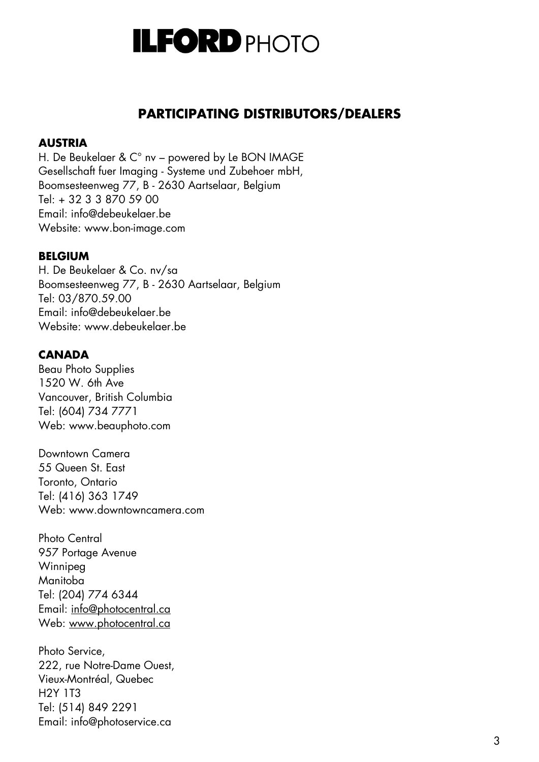# ILFORD PHOTO

## PARTICIPATING DISTRIBUTORS/DEALERS

### AUSTRIA

H. De Beukelaer & C° nv – powered by Le BON IMAGE
Gesellschaft fuer Imaging - Systeme und Zubehoer mbH,
Boomsesteenweg 77, B - 2630 Aartselaar, Belgium
Tel: + 32 3 3 870 59 00
Email: info@debeukelaer.be
Website: www.bon-image.com

### BELGIUM

H. De Beukelaer & Co. nv/sa
Boomsesteenweg 77, B - 2630 Aartselaar, Belgium
Tel: 03/870.59.00
Email: info@debeukelaer.be
Website: www.debeukelaer.be

### CANADA

Beau Photo Supplies
1520 W. 6th Ave
Vancouver, British Columbia
Tel: (604) 734 7771
Web: www.beauphoto.com

Downtown Camera
55 Queen St. East
Toronto, Ontario
Tel: (416) 363 1749
Web: www.downtowncamera.com

Photo Central
957 Portage Avenue
Winnipeg
Manitoba
Tel: (204) 774 6344
Email: info@photocentral.ca
Web: www.photocentral.ca

Photo Service,
222, rue Notre-Dame Ouest,
Vieux-Montréal, Quebec
H2Y 1T3
Tel: (514) 849 2291
Email: info@photoservice.ca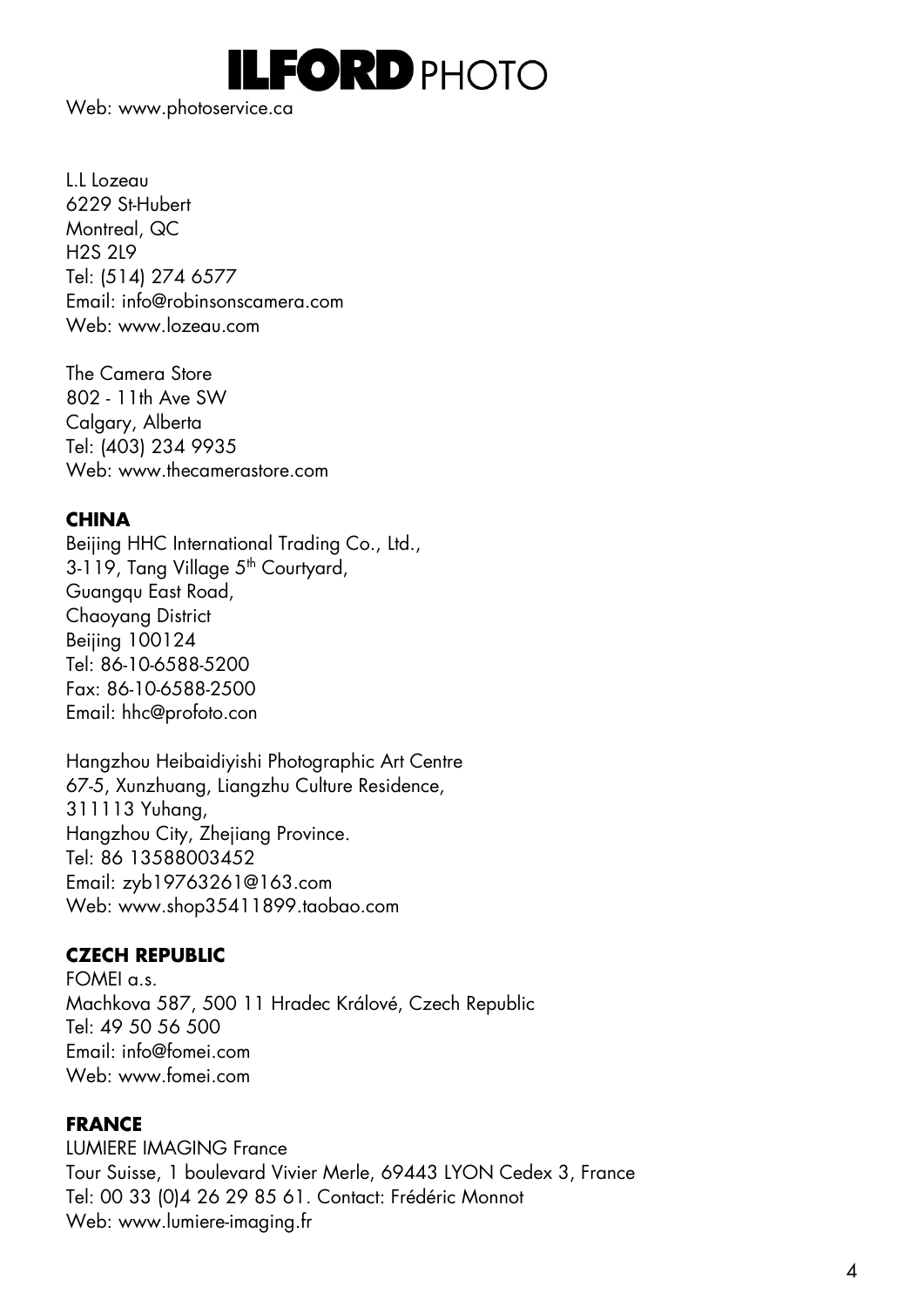Web: www.photoservice.ca

L.L Lozeau
6229 St-Hubert
Montreal, QC
H2S 2L9
Tel: (514) 274 6577
Email: info@robinsonscamera.com
Web: www.lozeau.com

The Camera Store
802 - 11th Ave SW
Calgary, Alberta
Tel: (403) 234 9935
Web: www.thecamerastore.com

**CHINA**

Beijing HHC International Trading Co., Ltd.,
3-119, Tang Village 5th Courtyard,
Guangqu East Road,
Chaoyang District
Beijing 100124
Tel: 86-10-6588-5200
Fax: 86-10-6588-2500
Email: hhc@profoto.con

Hangzhou Heibaidiyishi Photographic Art Centre
67-5, Xunzhuang, Liangzhu Culture Residence,
311113 Yuhang,
Hangzhou City, Zhejiang Province.
Tel: 86 13588003452
Email: zyb19763261@163.com
Web: www.shop35411899.taobao.com

**CZECH REPUBLIC**

FOMEI a.s.
Machkova 587, 500 11 Hradec Králové, Czech Republic
Tel: 49 50 56 500
Email: info@fomei.com
Web: www.fomei.com

**FRANCE**

LUMIERE IMAGING France
Tour Suisse, 1 boulevard Vivier Merle, 69443 LYON Cedex 3, France
Tel: 00 33 (0)4 26 29 85 61. Contact: Frédéric Monnot
Web: www.lumiere-imaging.fr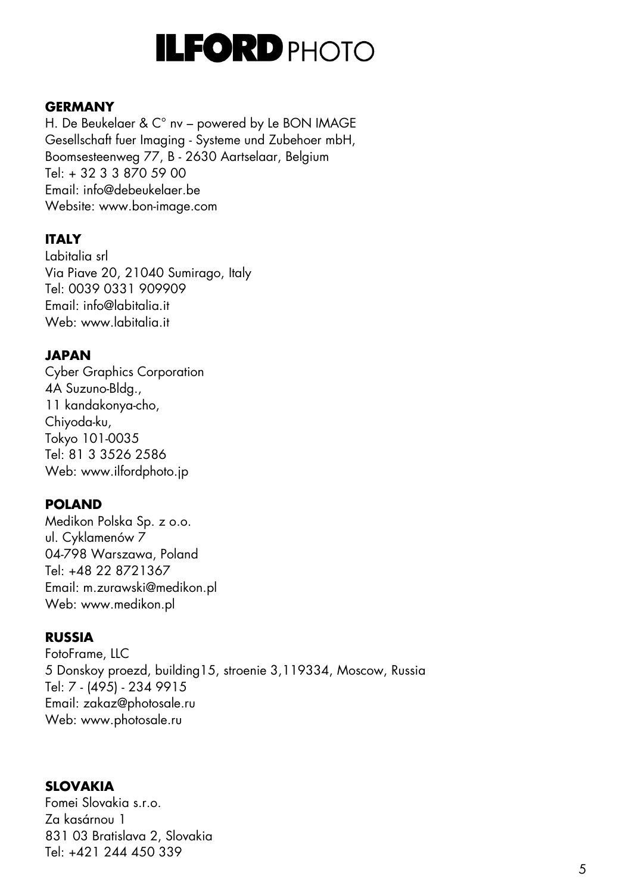**ILFORD** PHOTO

**GERMANY**

H. De Beukelaer & C° nv – powered by Le BON IMAGE
Gesellschaft fuer Imaging - Systeme und Zubehoer mbH,
Boomsesteenweg 77, B - 2630 Aartselaar, Belgium
Tel: + 32 3 3 870 59 00
Email: info@debeukelaer.be
Website: www.bon-image.com

**ITALY**

Labitalia srl
Via Piave 20, 21040 Sumirago, Italy
Tel: 0039 0331 909909
Email: info@labitalia.it
Web: www.labitalia.it

**JAPAN**

Cyber Graphics Corporation
4A Suzuno-Bldg.,
11 kandakonya-cho,
Chiyoda-ku,
Tokyo 101-0035
Tel: 81 3 3526 2586
Web: www.ilfordphoto.jp

**POLAND**

Medikon Polska Sp. z o.o.
ul. Cyklamenów 7
04-798 Warszawa, Poland
Tel: +48 22 8721367
Email: m.zurawski@medikon.pl
Web: www.medikon.pl

**RUSSIA**

FotoFrame, LLC
5 Donskoy proezd, building15, stroenie 3,119334, Moscow, Russia
Tel: 7 - (495) - 234 9915
Email: zakaz@photosale.ru
Web: www.photosale.ru

**SLOVAKIA**

Fomei Slovakia s.r.o.
Za kasárnou 1
831 03 Bratislava 2, Slovakia
Tel: +421 244 450 339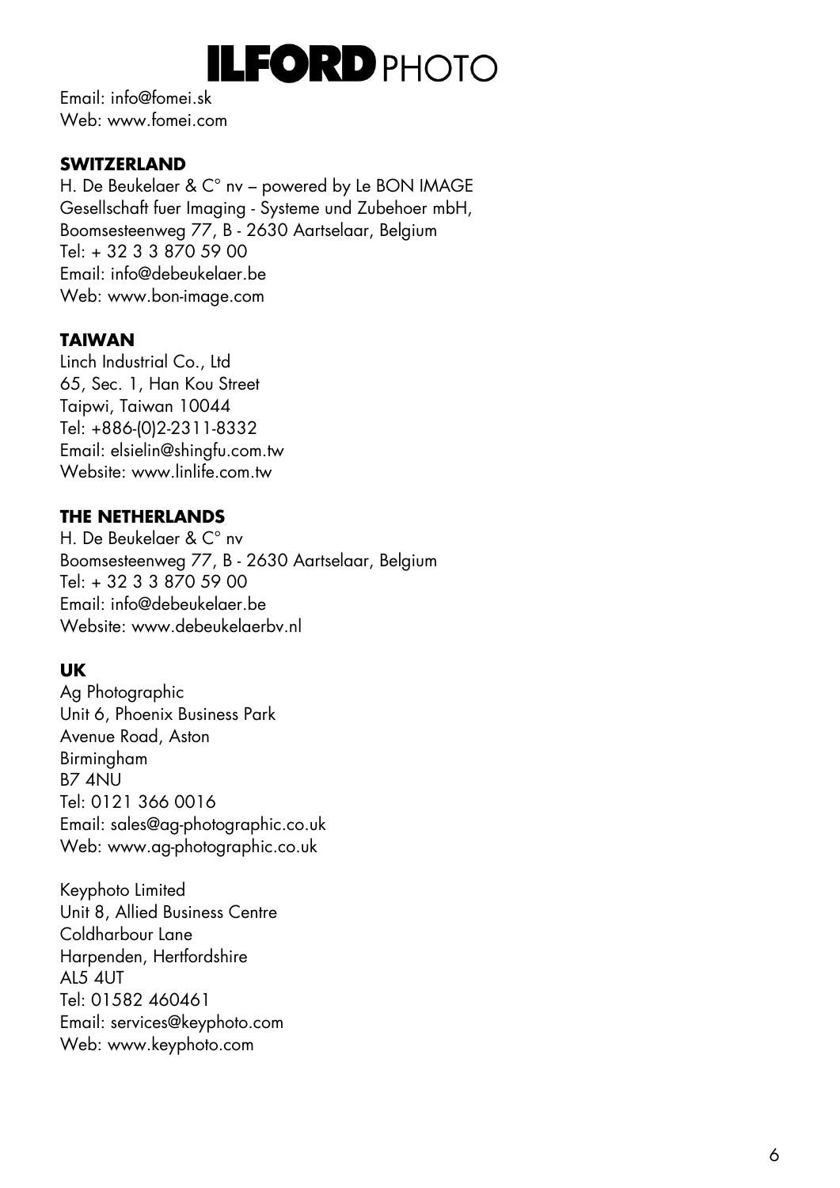Email: info@fomei.sk
Web: www.fomei.com

**SWITZERLAND**
H. De Beukelaer & C° nv – powered by Le BON IMAGE
Gesellschaft fuer Imaging - Systeme und Zubehoer mbH,
Boomsesteenweg 77, B - 2630 Aartselaar, Belgium
Tel: + 32 3 3 870 59 00
Email: info@debeukelaer.be
Web: www.bon-image.com

**TAIWAN**
Linch Industrial Co., Ltd
65, Sec. 1, Han Kou Street
Taipwi, Taiwan 10044
Tel: +886-(0)2-2311-8332
Email: elsielin@shingfu.com.tw
Website: www.linlife.com.tw

**THE NETHERLANDS**
H. De Beukelaer & C° nv
Boomsesteenweg 77, B - 2630 Aartselaar, Belgium
Tel: + 32 3 3 870 59 00
Email: info@debeukelaer.be
Website: www.debeukelaerbv.nl

**UK**
Ag Photographic
Unit 6, Phoenix Business Park
Avenue Road, Aston
Birmingham
B7 4NU
Tel: 0121 366 0016
Email: sales@ag-photographic.co.uk
Web: www.ag-photographic.co.uk

Keyphoto Limited
Unit 8, Allied Business Centre
Coldharbour Lane
Harpenden, Hertfordshire
AL5 4UT
Tel: 01582 460461
Email: services@keyphoto.com
Web: www.keyphoto.com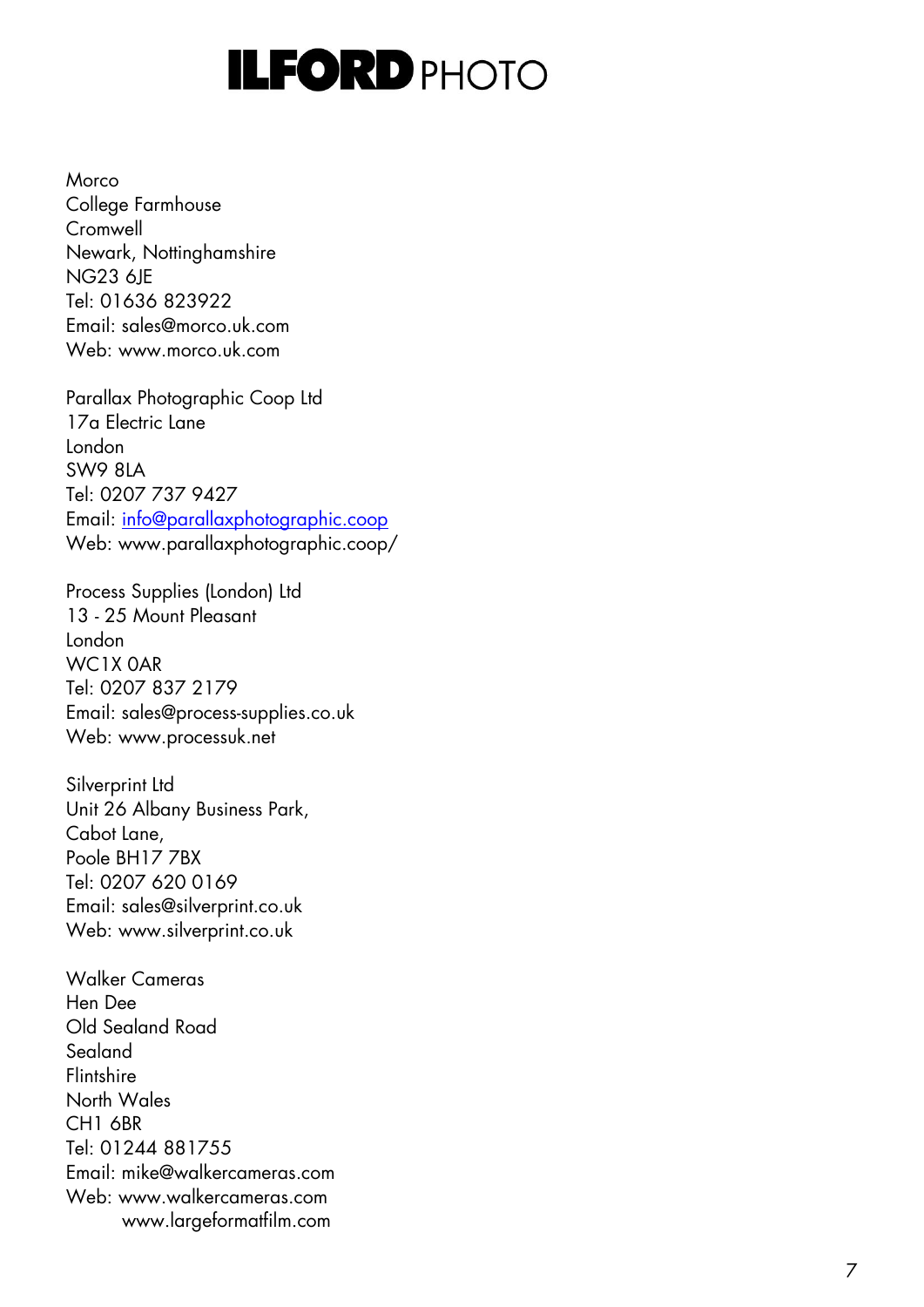Morco
College Farmhouse
Cromwell
Newark, Nottinghamshire
NG23 6JE
Tel: 01636 823922
Email: sales@morco.uk.com
Web: www.morco.uk.com

Parallax Photographic Coop Ltd
17a Electric Lane
London
SW9 8LA
Tel: 0207 737 9427
Email: info@parallaxphotographic.coop
Web: www.parallaxphotographic.coop/

Process Supplies (London) Ltd
13 - 25 Mount Pleasant
London
WC1X 0AR
Tel: 0207 837 2179
Email: sales@process-supplies.co.uk
Web: www.processuk.net

Silverprint Ltd
Unit 26 Albany Business Park,
Cabot Lane,
Poole BH17 7BX
Tel: 0207 620 0169
Email: sales@silverprint.co.uk
Web: www.silverprint.co.uk

Walker Cameras
Hen Dee
Old Sealand Road
Sealand
Flintshire
North Wales
CH1 6BR
Tel: 01244 881755
Email: mike@walkercameras.com
Web: www.walkercameras.com
www.largeformatfilm.com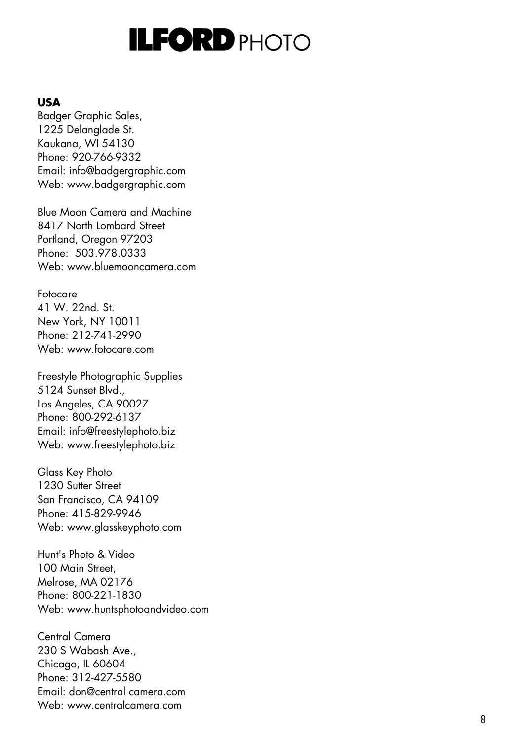# ILFORD PHOTO

**USA**

Badger Graphic Sales,
1225 Delanglade St.
Kaukana, WI 54130
Phone: 920-766-9332
Email: info@badgergraphic.com
Web: www.badgergraphic.com

Blue Moon Camera and Machine
8417 North Lombard Street
Portland, Oregon 97203
Phone: 503.978.0333
Web: www.bluemooncamera.com

Fotocare
41 W. 22nd. St.
New York, NY 10011
Phone: 212-741-2990
Web: www.fotocare.com

Freestyle Photographic Supplies
5124 Sunset Blvd.,
Los Angeles, CA 90027
Phone: 800-292-6137
Email: info@freestylephoto.biz
Web: www.freestylephoto.biz

Glass Key Photo
1230 Sutter Street
San Francisco, CA 94109
Phone: 415-829-9946
Web: www.glasskeyphoto.com

Hunt's Photo & Video
100 Main Street,
Melrose, MA 02176
Phone: 800-221-1830
Web: www.huntsphotoandvideo.com

Central Camera
230 S Wabash Ave.,
Chicago, IL 60604
Phone: 312-427-5580
Email: don@central camera.com
Web: www.centralcamera.com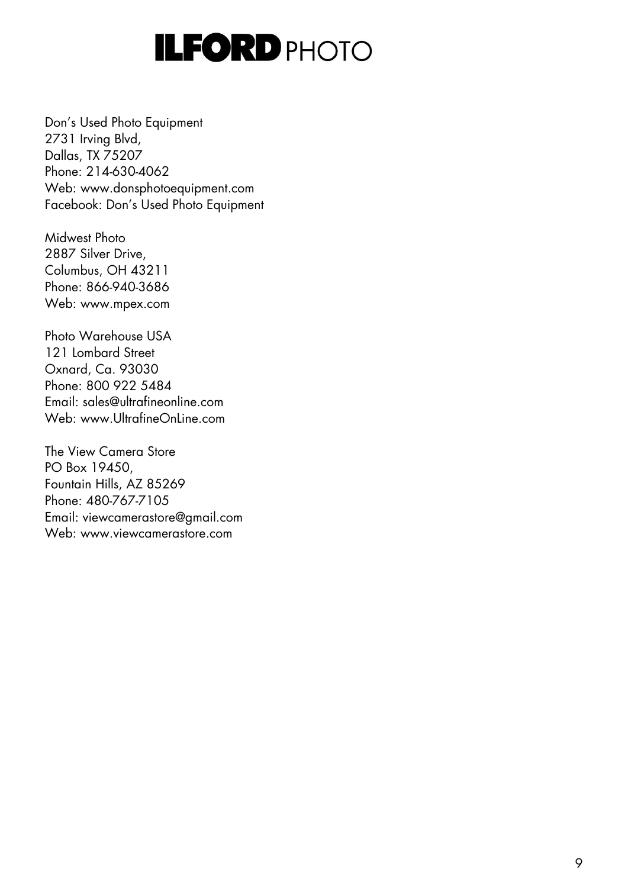Don's Used Photo Equipment
2731 Irving Blvd,
Dallas, TX 75207
Phone: 214-630-4062
Web: www.donsphotoequipment.com
Facebook: Don's Used Photo Equipment

Midwest Photo
2887 Silver Drive,
Columbus, OH 43211
Phone: 866-940-3686
Web: www.mpex.com

Photo Warehouse USA
121 Lombard Street
Oxnard, Ca. 93030
Phone: 800 922 5484
Email: sales@ultrafineonline.com
Web: www.UltrafineOnLine.com

The View Camera Store
PO Box 19450,
Fountain Hills, AZ 85269
Phone: 480-767-7105
Email: viewcamerastore@gmail.com
Web: www.viewcamerastore.com